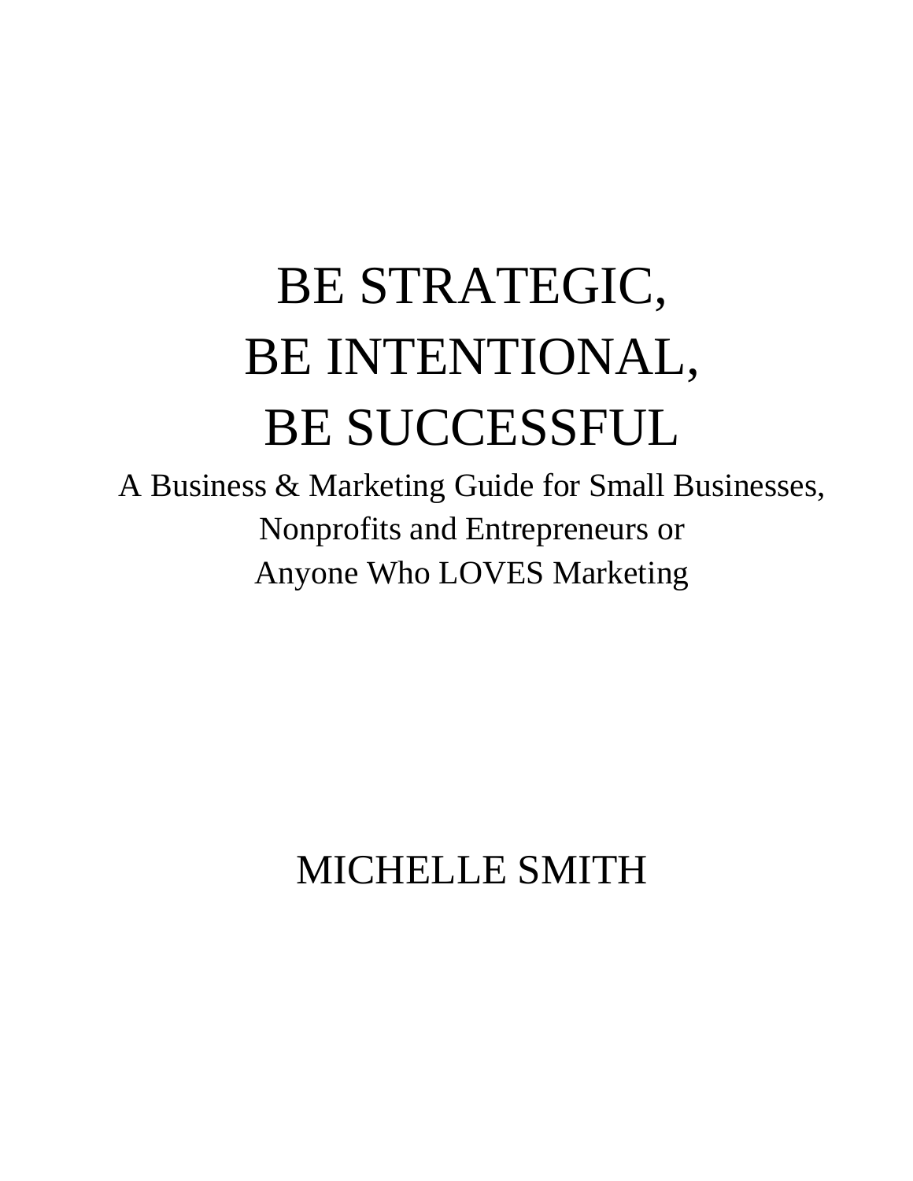# BE STRATEGIC, BE INTENTIONAL, BE SUCCESSFUL

A Business & Marketing Guide for Small Businesses, Nonprofits and Entrepreneurs or Anyone Who LOVES Marketing

MICHELLE SMITH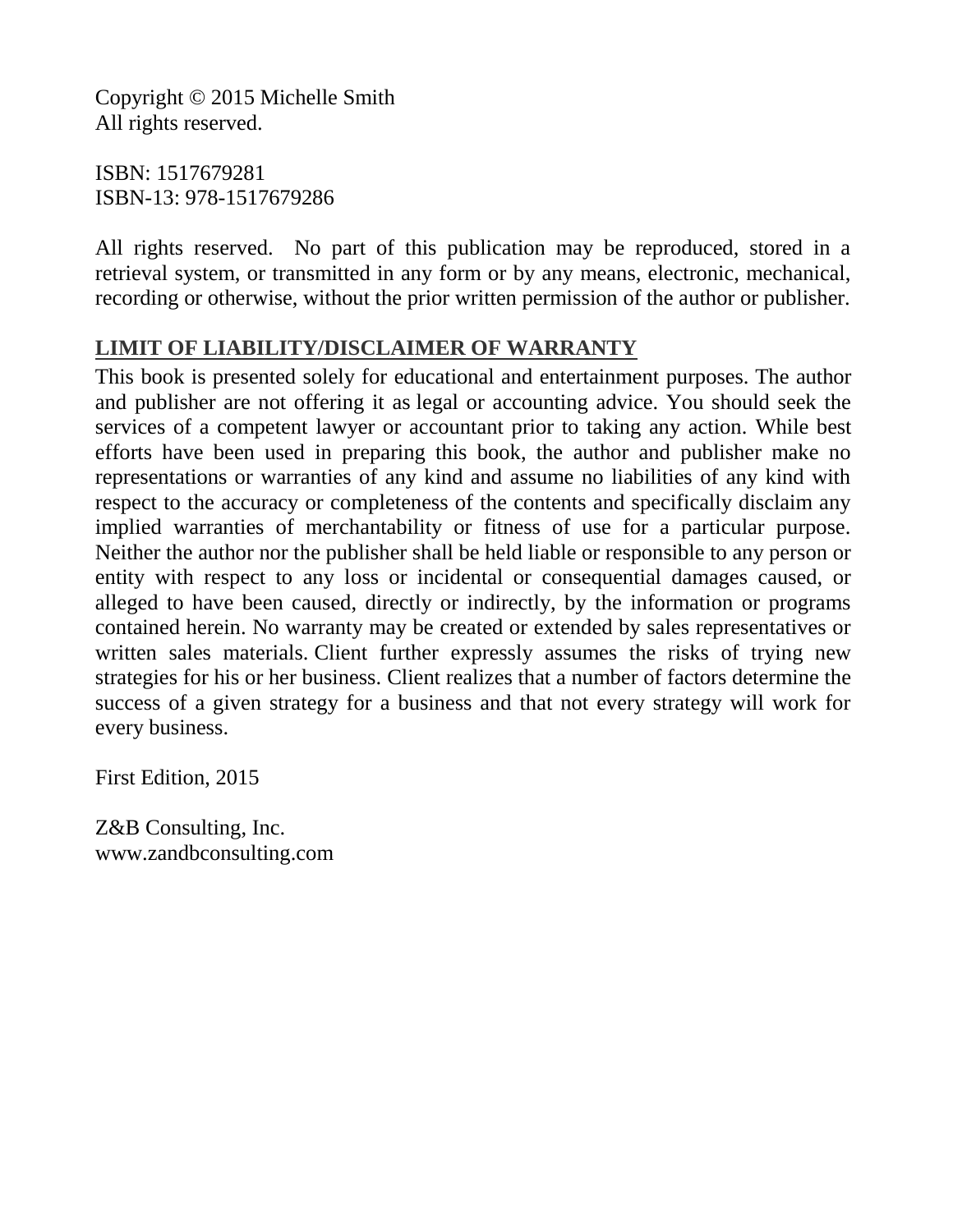Copyright © 2015 Michelle Smith
All rights reserved.

ISBN: 1517679281
ISBN-13: 978-1517679286

All rights reserved. No part of this publication may be reproduced, stored in a retrieval system, or transmitted in any form or by any means, electronic, mechanical, recording or otherwise, without the prior written permission of the author or publisher.

**LIMIT OF LIABILITY/DISCLAIMER OF WARRANTY**

This book is presented solely for educational and entertainment purposes. The author and publisher are not offering it as legal or accounting advice. You should seek the services of a competent lawyer or accountant prior to taking any action. While best efforts have been used in preparing this book, the author and publisher make no representations or warranties of any kind and assume no liabilities of any kind with respect to the accuracy or completeness of the contents and specifically disclaim any implied warranties of merchantability or fitness of use for a particular purpose. Neither the author nor the publisher shall be held liable or responsible to any person or entity with respect to any loss or incidental or consequential damages caused, or alleged to have been caused, directly or indirectly, by the information or programs contained herein. No warranty may be created or extended by sales representatives or written sales materials. Client further expressly assumes the risks of trying new strategies for his or her business. Client realizes that a number of factors determine the success of a given strategy for a business and that not every strategy will work for every business.

First Edition, 2015

Z&B Consulting, Inc.
www.zandbconsulting.com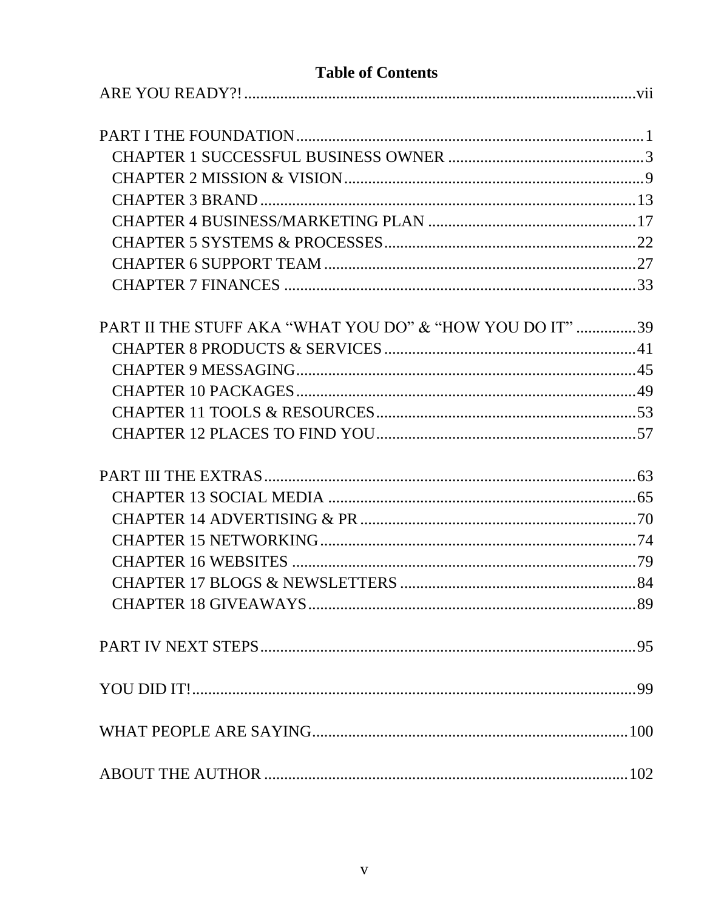# Table of Contents

ARE YOU READY?! ..... vii

PART I THE FOUNDATION ..... 1

- CHAPTER 1 SUCCESSFUL BUSINESS OWNER ..... 3
- CHAPTER 2 MISSION & VISION ..... 9
- CHAPTER 3 BRAND ..... 13
- CHAPTER 4 BUSINESS/MARKETING PLAN ..... 17
- CHAPTER 5 SYSTEMS & PROCESSES ..... 22
- CHAPTER 6 SUPPORT TEAM ..... 27
- CHAPTER 7 FINANCES ..... 33

PART II THE STUFF AKA "WHAT YOU DO" & "HOW YOU DO IT" ..... 39

- CHAPTER 8 PRODUCTS & SERVICES ..... 41
- CHAPTER 9 MESSAGING ..... 45
- CHAPTER 10 PACKAGES ..... 49
- CHAPTER 11 TOOLS & RESOURCES ..... 53
- CHAPTER 12 PLACES TO FIND YOU ..... 57

PART III THE EXTRAS ..... 63

- CHAPTER 13 SOCIAL MEDIA ..... 65
- CHAPTER 14 ADVERTISING & PR ..... 70
- CHAPTER 15 NETWORKING ..... 74
- CHAPTER 16 WEBSITES ..... 79
- CHAPTER 17 BLOGS & NEWSLETTERS ..... 84
- CHAPTER 18 GIVEAWAYS ..... 89

PART IV NEXT STEPS ..... 95

YOU DID IT! ..... 99

WHAT PEOPLE ARE SAYING ..... 100

ABOUT THE AUTHOR ..... 102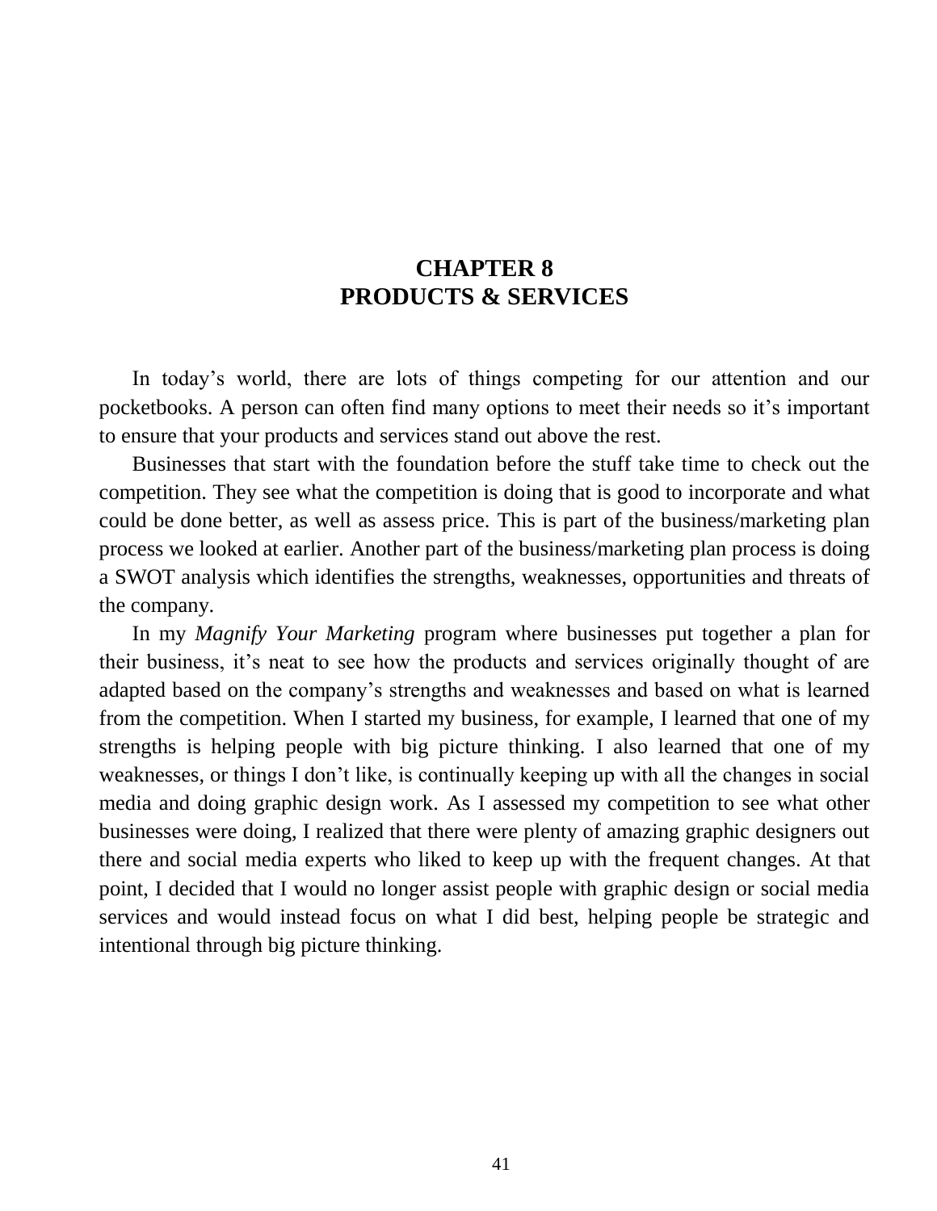# CHAPTER 8
# PRODUCTS & SERVICES

In today's world, there are lots of things competing for our attention and our pocketbooks. A person can often find many options to meet their needs so it's important to ensure that your products and services stand out above the rest.

Businesses that start with the foundation before the stuff take time to check out the competition. They see what the competition is doing that is good to incorporate and what could be done better, as well as assess price. This is part of the business/marketing plan process we looked at earlier. Another part of the business/marketing plan process is doing a SWOT analysis which identifies the strengths, weaknesses, opportunities and threats of the company.

In my *Magnify Your Marketing* program where businesses put together a plan for their business, it's neat to see how the products and services originally thought of are adapted based on the company's strengths and weaknesses and based on what is learned from the competition. When I started my business, for example, I learned that one of my strengths is helping people with big picture thinking. I also learned that one of my weaknesses, or things I don't like, is continually keeping up with all the changes in social media and doing graphic design work. As I assessed my competition to see what other businesses were doing, I realized that there were plenty of amazing graphic designers out there and social media experts who liked to keep up with the frequent changes. At that point, I decided that I would no longer assist people with graphic design or social media services and would instead focus on what I did best, helping people be strategic and intentional through big picture thinking.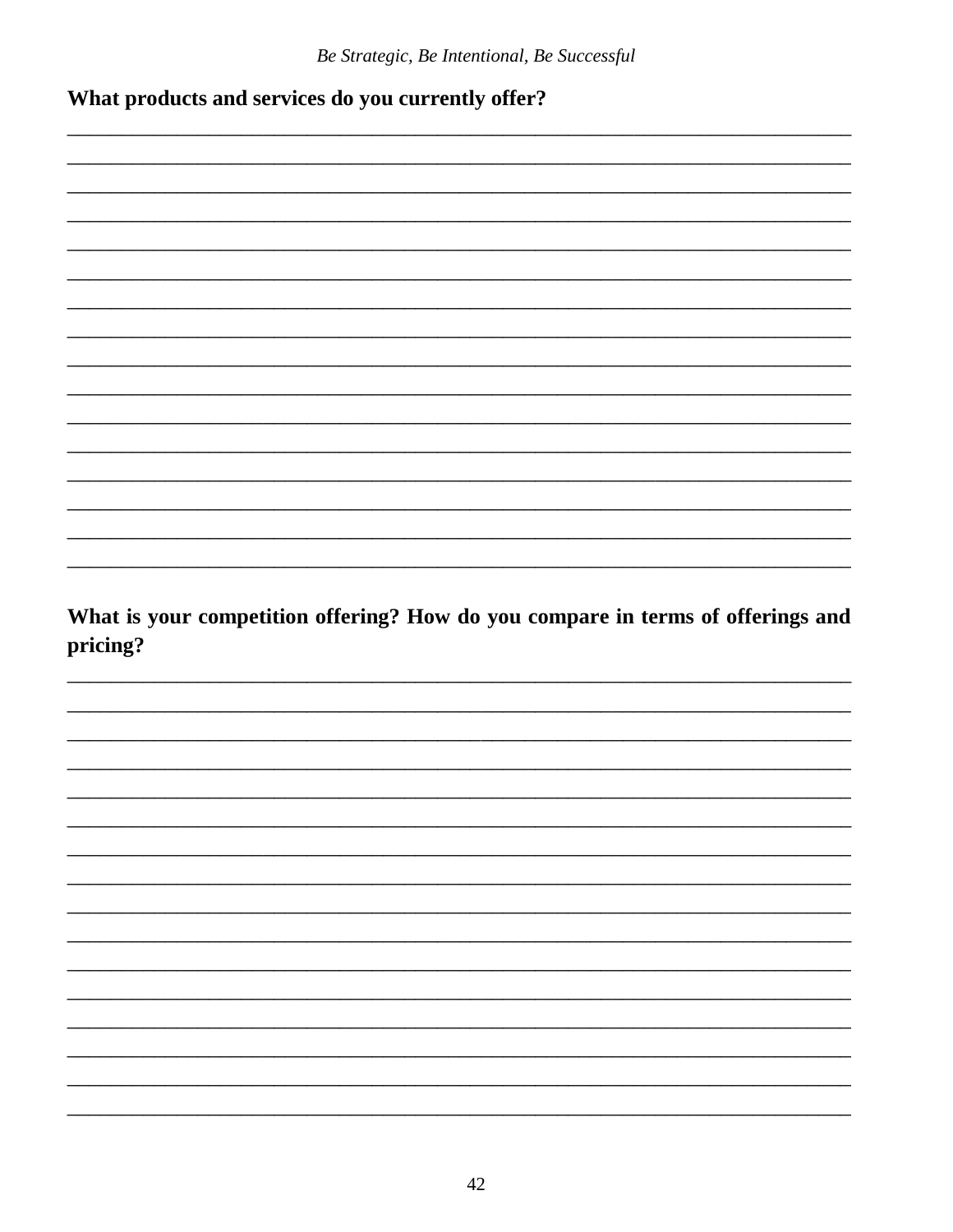**What products and services do you currently offer?**

________________________________________________________________________________
________________________________________________________________________________
________________________________________________________________________________
________________________________________________________________________________
________________________________________________________________________________
________________________________________________________________________________
________________________________________________________________________________
________________________________________________________________________________
________________________________________________________________________________
________________________________________________________________________________
________________________________________________________________________________
________________________________________________________________________________
________________________________________________________________________________
________________________________________________________________________________
________________________________________________________________________________
________________________________________________________________________________

**What is your competition offering? How do you compare in terms of offerings and pricing?**

________________________________________________________________________________
________________________________________________________________________________
________________________________________________________________________________
________________________________________________________________________________
________________________________________________________________________________
________________________________________________________________________________
________________________________________________________________________________
________________________________________________________________________________
________________________________________________________________________________
________________________________________________________________________________
________________________________________________________________________________
________________________________________________________________________________
________________________________________________________________________________
________________________________________________________________________________
________________________________________________________________________________
________________________________________________________________________________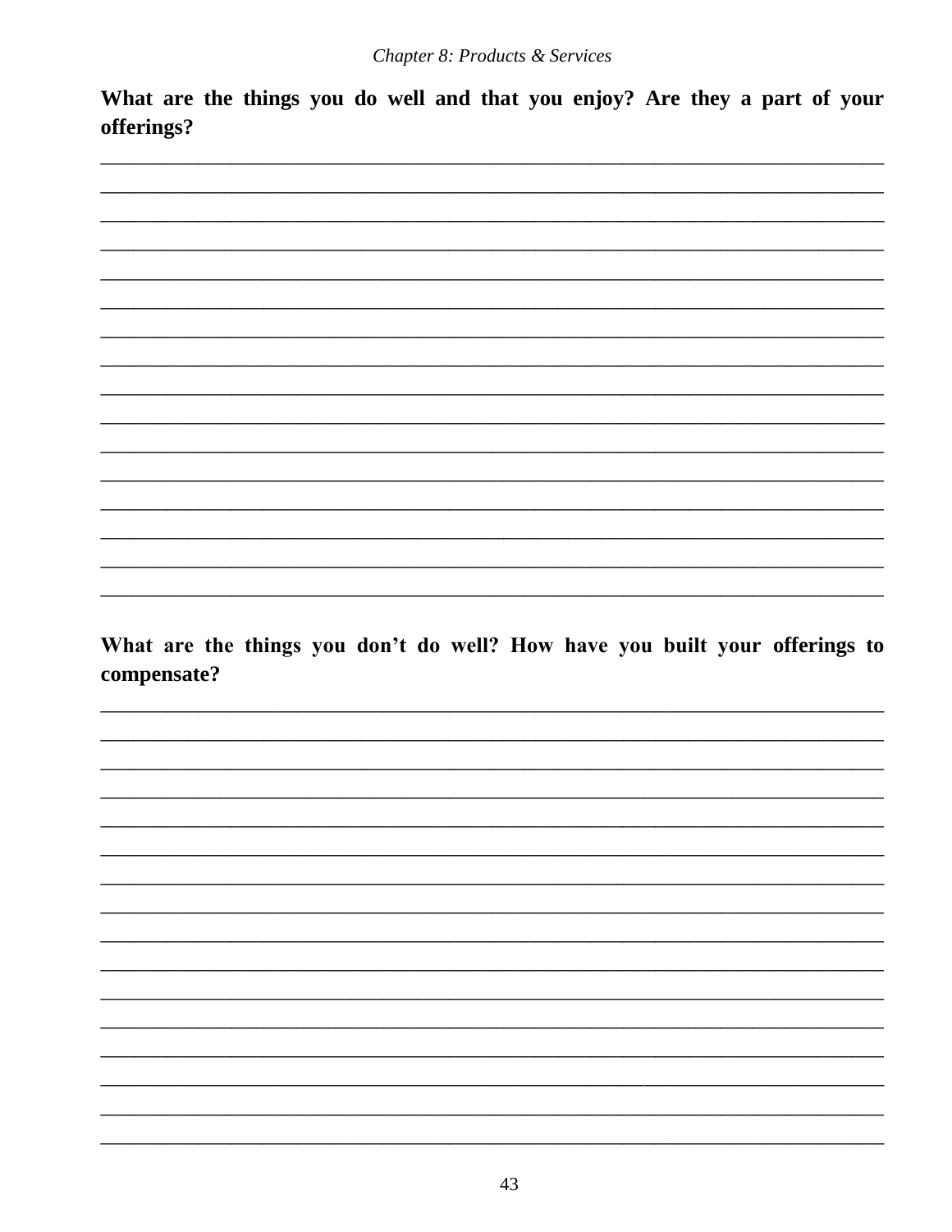**What are the things you do well and that you enjoy? Are they a part of your offerings?**

________________________________________________________________________________
________________________________________________________________________________
________________________________________________________________________________
________________________________________________________________________________
________________________________________________________________________________
________________________________________________________________________________
________________________________________________________________________________
________________________________________________________________________________
________________________________________________________________________________
________________________________________________________________________________
________________________________________________________________________________
________________________________________________________________________________
________________________________________________________________________________
________________________________________________________________________________
________________________________________________________________________________
________________________________________________________________________________

**What are the things you don't do well? How have you built your offerings to compensate?**

________________________________________________________________________________
________________________________________________________________________________
________________________________________________________________________________
________________________________________________________________________________
________________________________________________________________________________
________________________________________________________________________________
________________________________________________________________________________
________________________________________________________________________________
________________________________________________________________________________
________________________________________________________________________________
________________________________________________________________________________
________________________________________________________________________________
________________________________________________________________________________
________________________________________________________________________________
________________________________________________________________________________
________________________________________________________________________________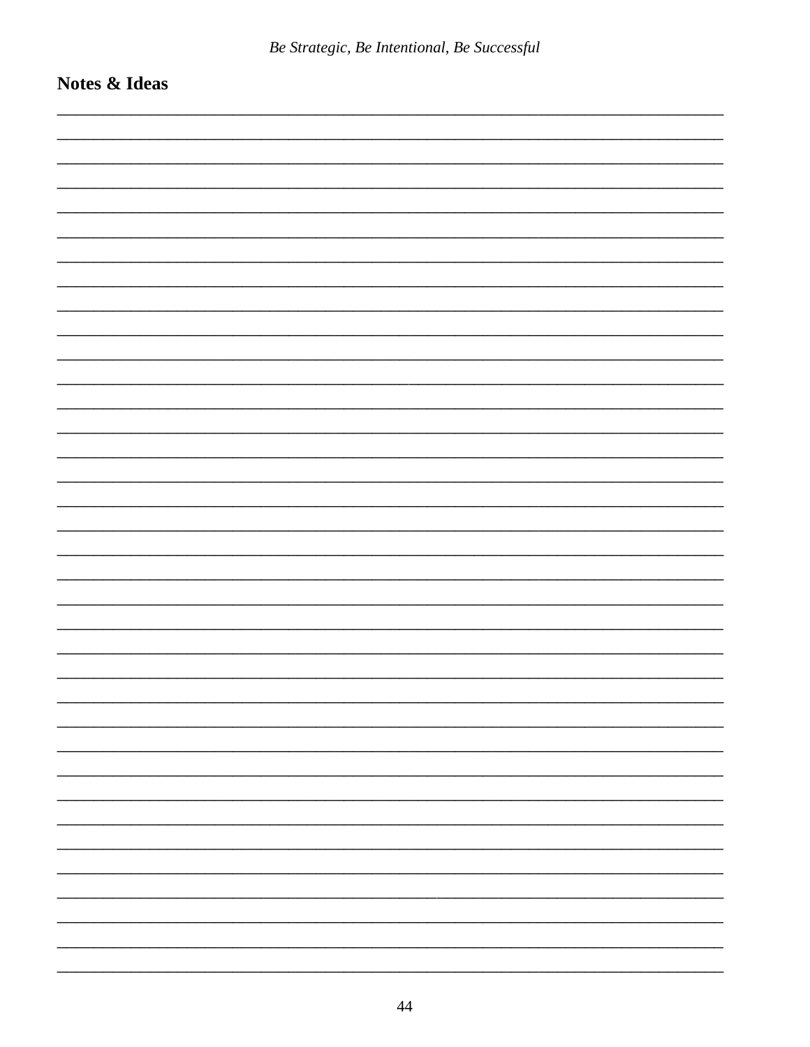**Notes & Ideas**